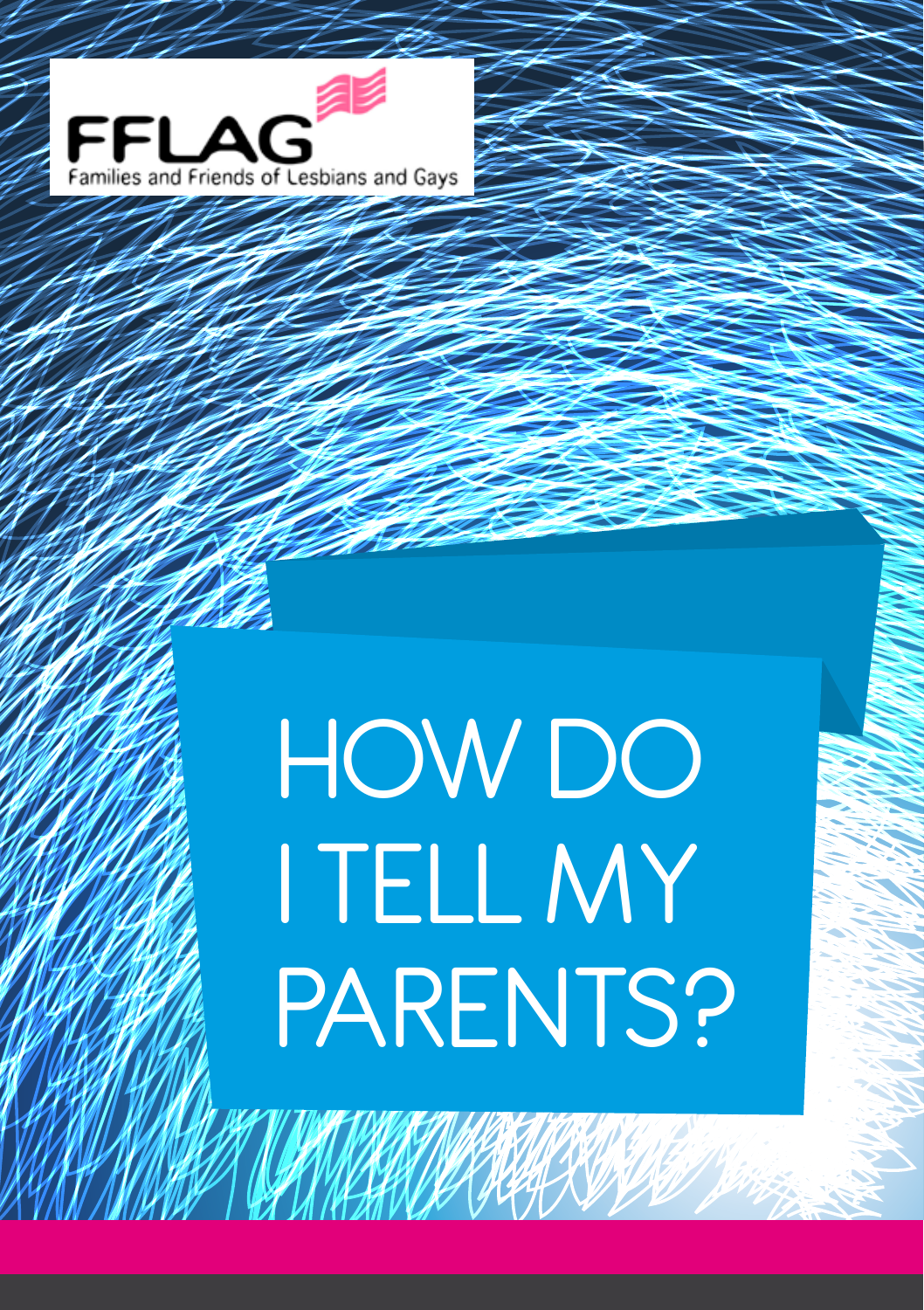FFLAG

Families and Friends of Lesbians and Gays

# HOW DO I TELL MY PARENTS?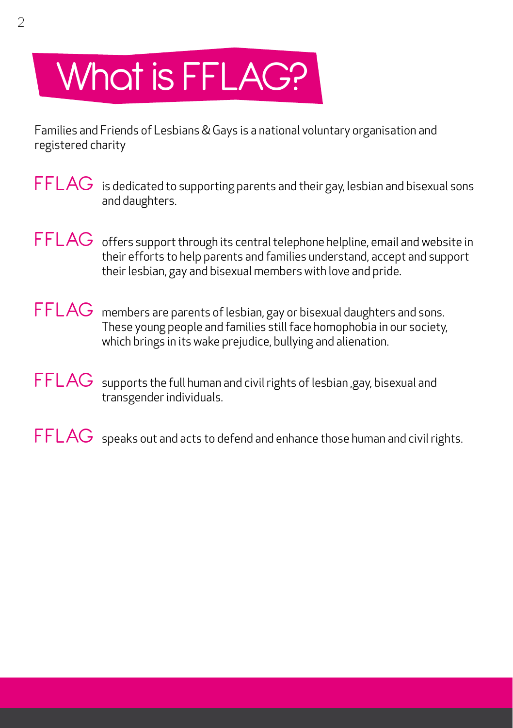# What is FFLAG?

Families and Friends of Lesbians & Gays is a national voluntary organisation and registered charity

**FFLAG** is dedicated to supporting parents and their gay, lesbian and bisexual sons and daughters.

**FFLAG** offers support through its central telephone helpline, email and website in their efforts to help parents and families understand, accept and support their lesbian, gay and bisexual members with love and pride.

**FFLAG** members are parents of lesbian, gay or bisexual daughters and sons. These young people and families still face homophobia in our society, which brings in its wake prejudice, bullying and alienation.

**FFLAG** supports the full human and civil rights of lesbian ,gay, bisexual and transgender individuals.

**FFLAG** speaks out and acts to defend and enhance those human and civil rights.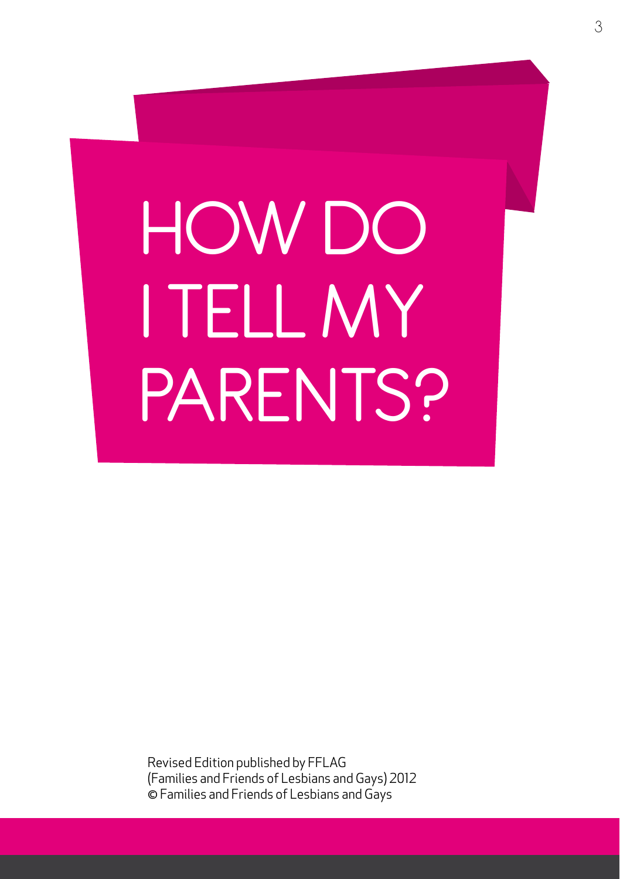# HOW DO I TELL MY PARENTS?

Revised Edition published by FFLAG
(Families and Friends of Lesbians and Gays) 2012
© Families and Friends of Lesbians and Gays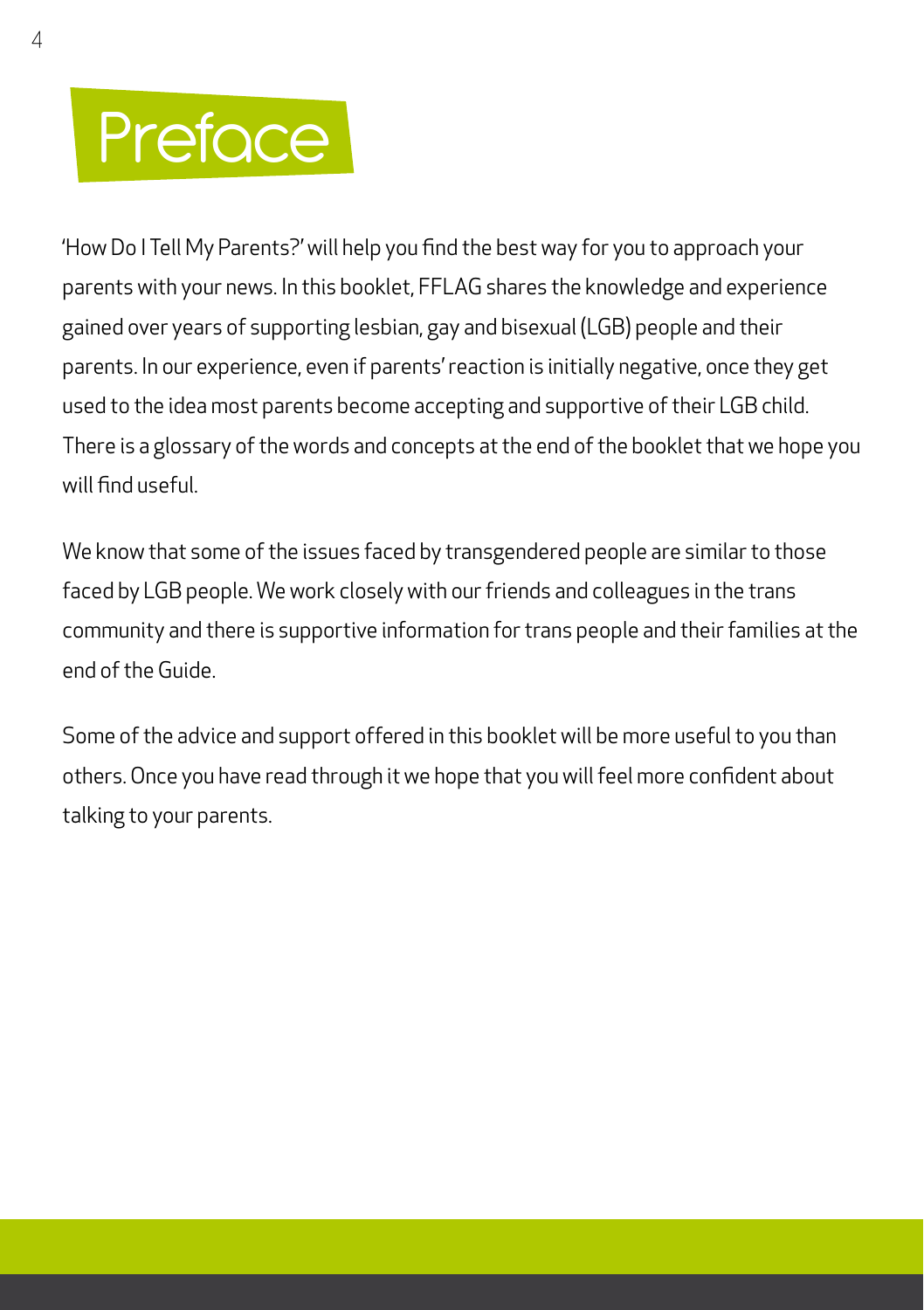# Preface

'How Do I Tell My Parents?' will help you find the best way for you to approach your parents with your news. In this booklet, FFLAG shares the knowledge and experience gained over years of supporting lesbian, gay and bisexual (LGB) people and their parents. In our experience, even if parents' reaction is initially negative, once they get used to the idea most parents become accepting and supportive of their LGB child. There is a glossary of the words and concepts at the end of the booklet that we hope you will find useful.

We know that some of the issues faced by transgendered people are similar to those faced by LGB people. We work closely with our friends and colleagues in the trans community and there is supportive information for trans people and their families at the end of the Guide.

Some of the advice and support offered in this booklet will be more useful to you than others. Once you have read through it we hope that you will feel more confident about talking to your parents.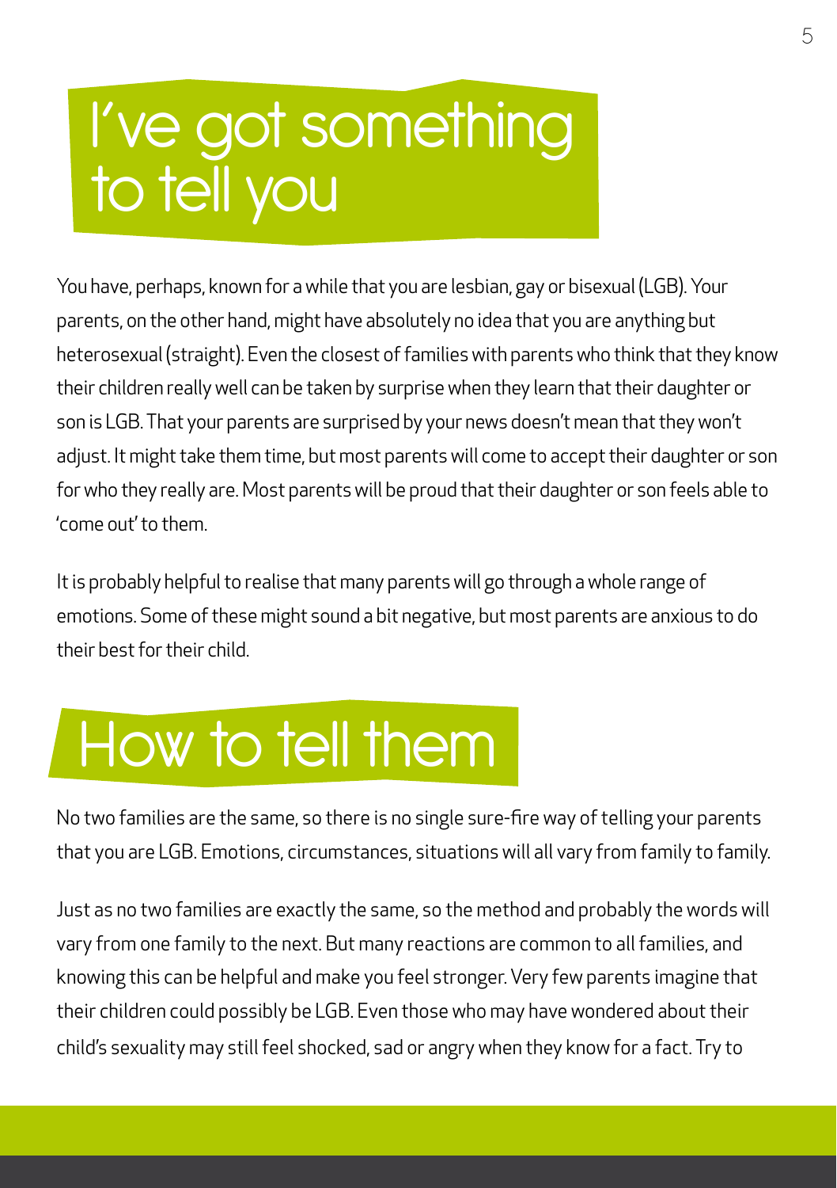# I've got something to tell you

You have, perhaps, known for a while that you are lesbian, gay or bisexual (LGB). Your parents, on the other hand, might have absolutely no idea that you are anything but heterosexual (straight). Even the closest of families with parents who think that they know their children really well can be taken by surprise when they learn that their daughter or son is LGB. That your parents are surprised by your news doesn't mean that they won't adjust. It might take them time, but most parents will come to accept their daughter or son for who they really are. Most parents will be proud that their daughter or son feels able to 'come out' to them.

It is probably helpful to realise that many parents will go through a whole range of emotions. Some of these might sound a bit negative, but most parents are anxious to do their best for their child.

# How to tell them

No two families are the same, so there is no single sure-fire way of telling your parents that you are LGB. Emotions, circumstances, situations will all vary from family to family.

Just as no two families are exactly the same, so the method and probably the words will vary from one family to the next. But many reactions are common to all families, and knowing this can be helpful and make you feel stronger. Very few parents imagine that their children could possibly be LGB. Even those who may have wondered about their child's sexuality may still feel shocked, sad or angry when they know for a fact. Try to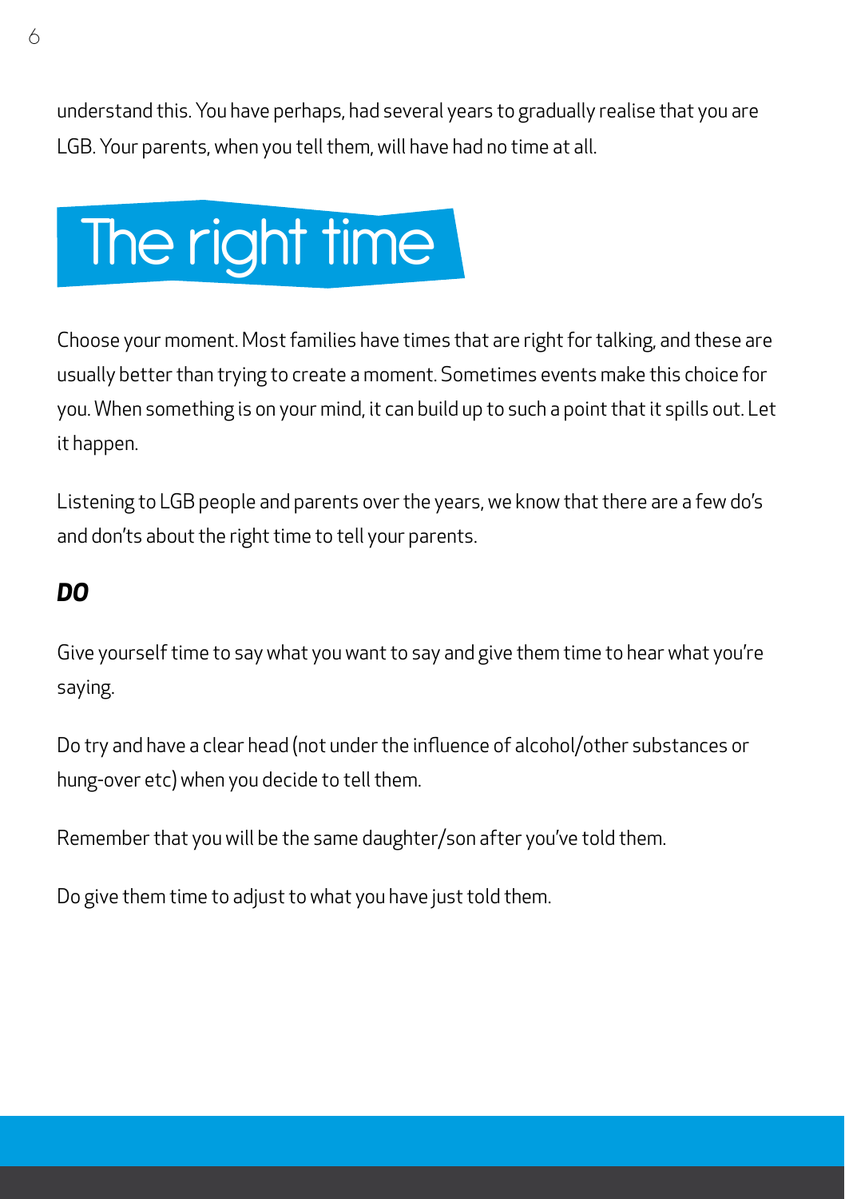understand this. You have perhaps, had several years to gradually realise that you are LGB. Your parents, when you tell them, will have had no time at all.

## The right time

Choose your moment. Most families have times that are right for talking, and these are usually better than trying to create a moment. Sometimes events make this choice for you. When something is on your mind, it can build up to such a point that it spills out. Let it happen.

Listening to LGB people and parents over the years, we know that there are a few do's and don'ts about the right time to tell your parents.

***DO***

Give yourself time to say what you want to say and give them time to hear what you're saying.

Do try and have a clear head (not under the influence of alcohol/other substances or hung-over etc) when you decide to tell them.

Remember that you will be the same daughter/son after you've told them.

Do give them time to adjust to what you have just told them.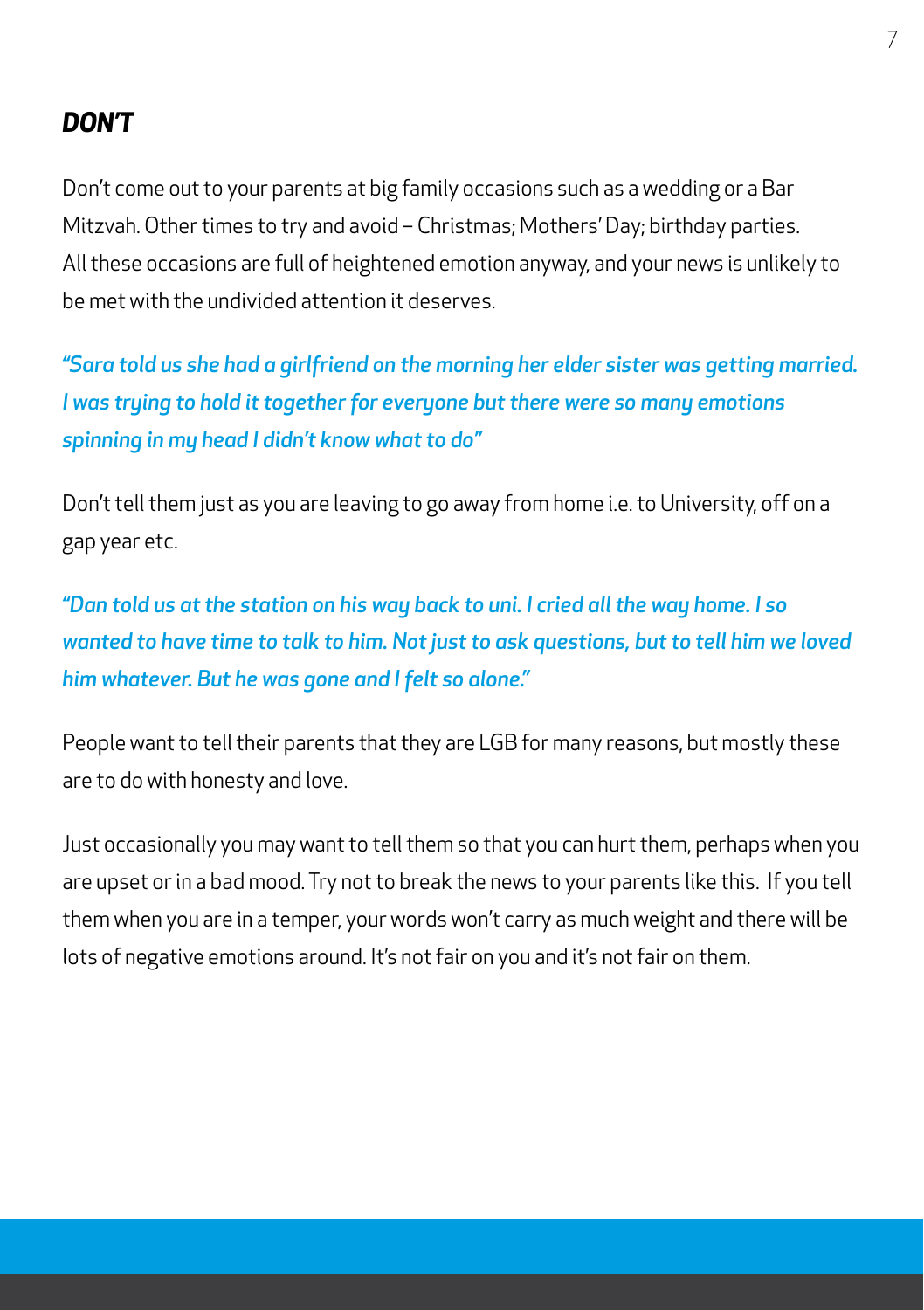## *DON'T*

Don't come out to your parents at big family occasions such as a wedding or a Bar Mitzvah. Other times to try and avoid – Christmas; Mothers' Day; birthday parties. All these occasions are full of heightened emotion anyway, and your news is unlikely to be met with the undivided attention it deserves.

***"Sara told us she had a girlfriend on the morning her elder sister was getting married. I was trying to hold it together for everyone but there were so many emotions spinning in my head I didn't know what to do"***

Don't tell them just as you are leaving to go away from home i.e. to University, off on a gap year etc.

***"Dan told us at the station on his way back to uni. I cried all the way home. I so wanted to have time to talk to him. Not just to ask questions, but to tell him we loved him whatever. But he was gone and I felt so alone."***

People want to tell their parents that they are LGB for many reasons, but mostly these are to do with honesty and love.

Just occasionally you may want to tell them so that you can hurt them, perhaps when you are upset or in a bad mood. Try not to break the news to your parents like this. If you tell them when you are in a temper, your words won't carry as much weight and there will be lots of negative emotions around. It's not fair on you and it's not fair on them.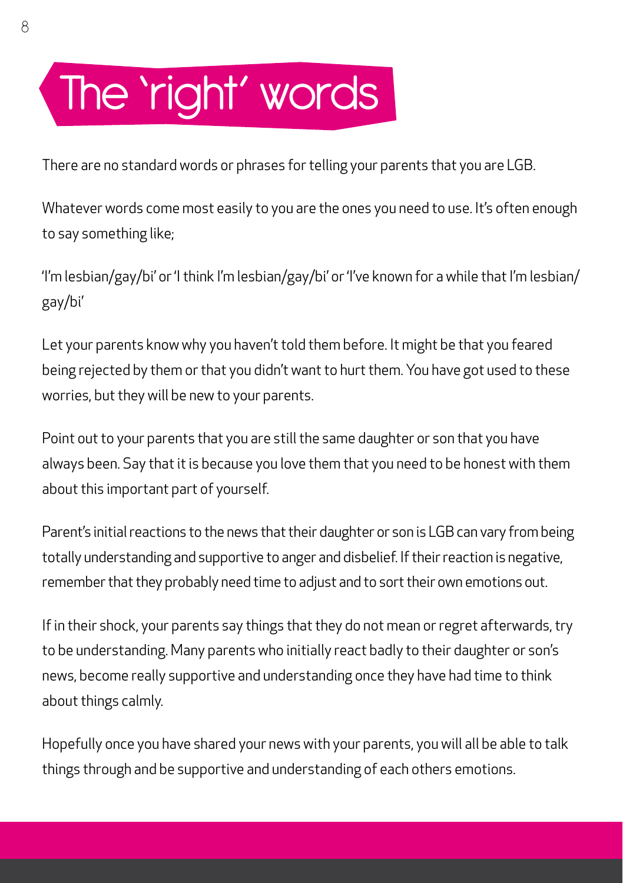# The 'right' words

There are no standard words or phrases for telling your parents that you are LGB.

Whatever words come most easily to you are the ones you need to use. It's often enough to say something like;

'I'm lesbian/gay/bi' or 'I think I'm lesbian/gay/bi' or 'I've known for a while that I'm lesbian/gay/bi'

Let your parents know why you haven't told them before. It might be that you feared being rejected by them or that you didn't want to hurt them. You have got used to these worries, but they will be new to your parents.

Point out to your parents that you are still the same daughter or son that you have always been. Say that it is because you love them that you need to be honest with them about this important part of yourself.

Parent's initial reactions to the news that their daughter or son is LGB can vary from being totally understanding and supportive to anger and disbelief. If their reaction is negative, remember that they probably need time to adjust and to sort their own emotions out.

If in their shock, your parents say things that they do not mean or regret afterwards, try to be understanding. Many parents who initially react badly to their daughter or son's news, become really supportive and understanding once they have had time to think about things calmly.

Hopefully once you have shared your news with your parents, you will all be able to talk things through and be supportive and understanding of each others emotions.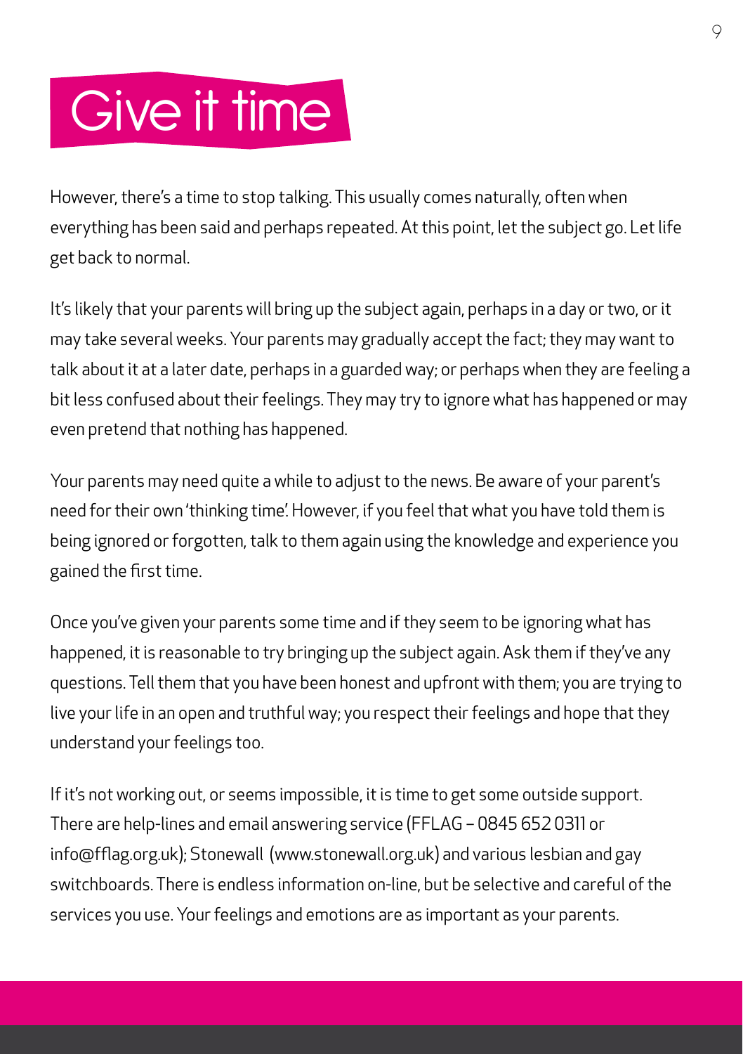# Give it time

However, there's a time to stop talking. This usually comes naturally, often when everything has been said and perhaps repeated. At this point, let the subject go. Let life get back to normal.

It's likely that your parents will bring up the subject again, perhaps in a day or two, or it may take several weeks. Your parents may gradually accept the fact; they may want to talk about it at a later date, perhaps in a guarded way; or perhaps when they are feeling a bit less confused about their feelings. They may try to ignore what has happened or may even pretend that nothing has happened.

Your parents may need quite a while to adjust to the news. Be aware of your parent's need for their own 'thinking time'. However, if you feel that what you have told them is being ignored or forgotten, talk to them again using the knowledge and experience you gained the first time.

Once you've given your parents some time and if they seem to be ignoring what has happened, it is reasonable to try bringing up the subject again. Ask them if they've any questions. Tell them that you have been honest and upfront with them; you are trying to live your life in an open and truthful way; you respect their feelings and hope that they understand your feelings too.

If it's not working out, or seems impossible, it is time to get some outside support. There are help-lines and email answering service (FFLAG – 0845 652 0311 or info@fflag.org.uk); Stonewall (www.stonewall.org.uk) and various lesbian and gay switchboards. There is endless information on-line, but be selective and careful of the services you use. Your feelings and emotions are as important as your parents.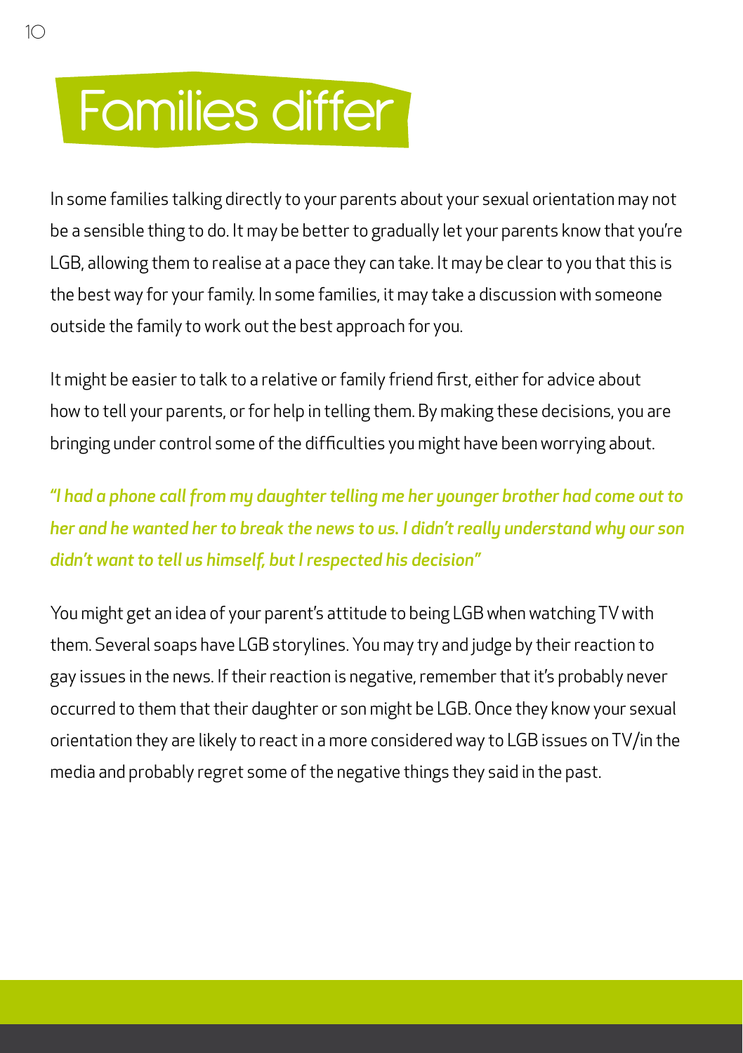# Families differ

In some families talking directly to your parents about your sexual orientation may not be a sensible thing to do. It may be better to gradually let your parents know that you're LGB, allowing them to realise at a pace they can take. It may be clear to you that this is the best way for your family. In some families, it may take a discussion with someone outside the family to work out the best approach for you.

It might be easier to talk to a relative or family friend first, either for advice about how to tell your parents, or for help in telling them. By making these decisions, you are bringing under control some of the difficulties you might have been worrying about.

*"I had a phone call from my daughter telling me her younger brother had come out to her and he wanted her to break the news to us. I didn't really understand why our son didn't want to tell us himself, but I respected his decision"*

You might get an idea of your parent's attitude to being LGB when watching TV with them. Several soaps have LGB storylines. You may try and judge by their reaction to gay issues in the news. If their reaction is negative, remember that it's probably never occurred to them that their daughter or son might be LGB. Once they know your sexual orientation they are likely to react in a more considered way to LGB issues on TV/in the media and probably regret some of the negative things they said in the past.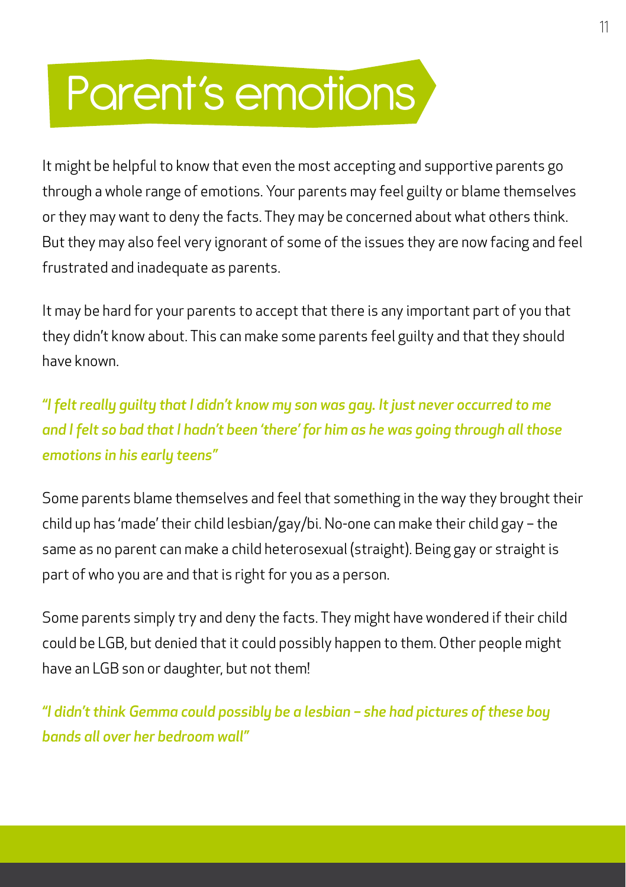# Parent's emotions

It might be helpful to know that even the most accepting and supportive parents go through a whole range of emotions. Your parents may feel guilty or blame themselves or they may want to deny the facts. They may be concerned about what others think. But they may also feel very ignorant of some of the issues they are now facing and feel frustrated and inadequate as parents.

It may be hard for your parents to accept that there is any important part of you that they didn't know about. This can make some parents feel guilty and that they should have known.

*"I felt really guilty that I didn't know my son was gay. It just never occurred to me and I felt so bad that I hadn't been 'there' for him as he was going through all those emotions in his early teens"*

Some parents blame themselves and feel that something in the way they brought their child up has 'made' their child lesbian/gay/bi. No-one can make their child gay – the same as no parent can make a child heterosexual (straight). Being gay or straight is part of who you are and that is right for you as a person.

Some parents simply try and deny the facts. They might have wondered if their child could be LGB, but denied that it could possibly happen to them. Other people might have an LGB son or daughter, but not them!

*"I didn't think Gemma could possibly be a lesbian – she had pictures of these boy bands all over her bedroom wall"*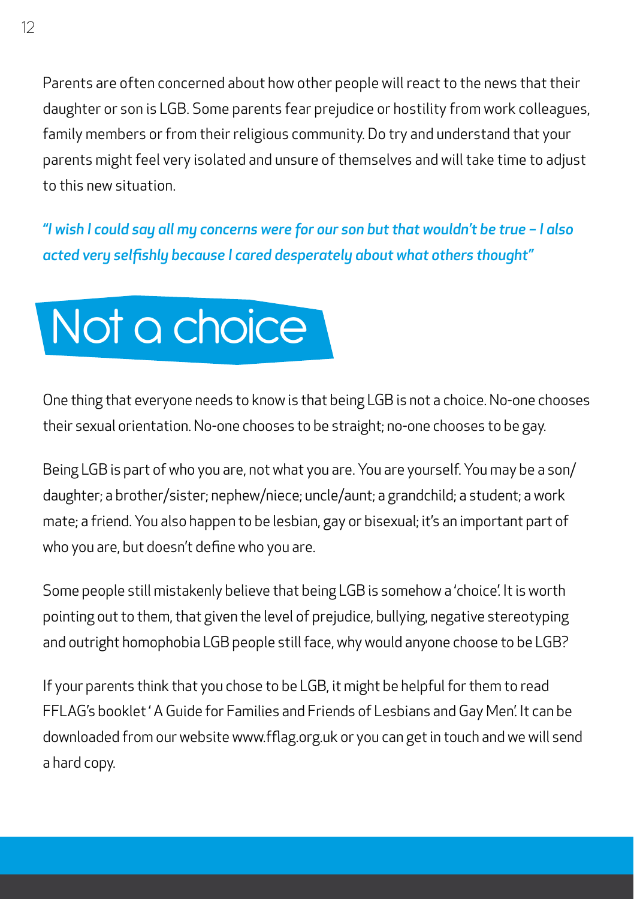Parents are often concerned about how other people will react to the news that their daughter or son is LGB. Some parents fear prejudice or hostility from work colleagues, family members or from their religious community. Do try and understand that your parents might feel very isolated and unsure of themselves and will take time to adjust to this new situation.

*"I wish I could say all my concerns were for our son but that wouldn't be true – I also acted very selfishly because I cared desperately about what others thought"*

## Not a choice

One thing that everyone needs to know is that being LGB is not a choice. No-one chooses their sexual orientation. No-one chooses to be straight; no-one chooses to be gay.

Being LGB is part of who you are, not what you are. You are yourself. You may be a son/daughter; a brother/sister; nephew/niece; uncle/aunt; a grandchild; a student; a work mate; a friend. You also happen to be lesbian, gay or bisexual; it's an important part of who you are, but doesn't define who you are.

Some people still mistakenly believe that being LGB is somehow a 'choice'. It is worth pointing out to them, that given the level of prejudice, bullying, negative stereotyping and outright homophobia LGB people still face, why would anyone choose to be LGB?

If your parents think that you chose to be LGB, it might be helpful for them to read FFLAG's booklet ' A Guide for Families and Friends of Lesbians and Gay Men'. It can be downloaded from our website www.fflag.org.uk or you can get in touch and we will send a hard copy.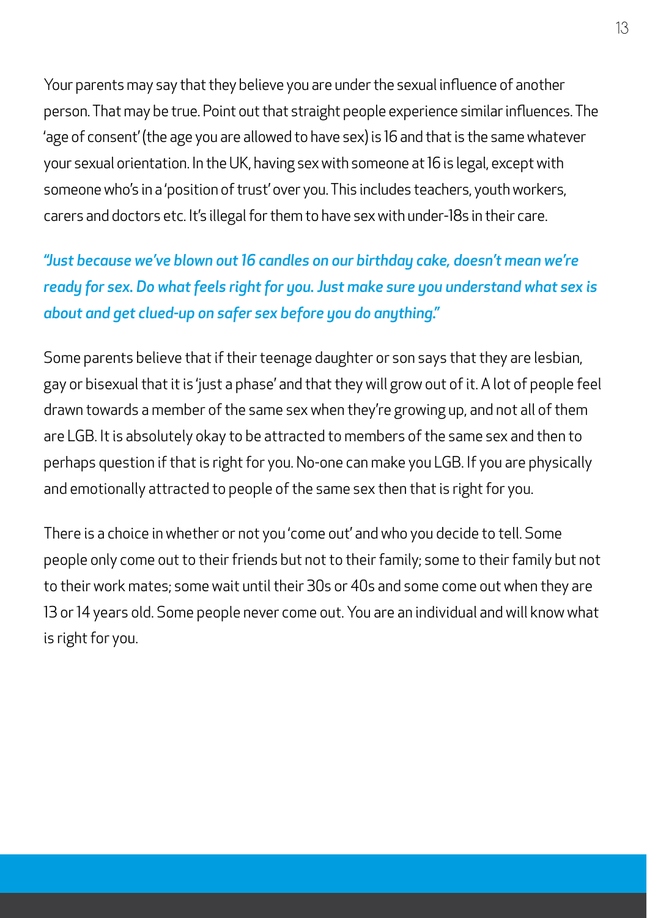Your parents may say that they believe you are under the sexual influence of another person. That may be true. Point out that straight people experience similar influences. The 'age of consent' (the age you are allowed to have sex) is 16 and that is the same whatever your sexual orientation. In the UK, having sex with someone at 16 is legal, except with someone who's in a 'position of trust' over you. This includes teachers, youth workers, carers and doctors etc. It's illegal for them to have sex with under-18s in their care.

***"Just because we've blown out 16 candles on our birthday cake, doesn't mean we're ready for sex. Do what feels right for you. Just make sure you understand what sex is about and get clued-up on safer sex before you do anything."***

Some parents believe that if their teenage daughter or son says that they are lesbian, gay or bisexual that it is 'just a phase' and that they will grow out of it. A lot of people feel drawn towards a member of the same sex when they're growing up, and not all of them are LGB. It is absolutely okay to be attracted to members of the same sex and then to perhaps question if that is right for you. No-one can make you LGB. If you are physically and emotionally attracted to people of the same sex then that is right for you.

There is a choice in whether or not you 'come out' and who you decide to tell. Some people only come out to their friends but not to their family; some to their family but not to their work mates; some wait until their 30s or 40s and some come out when they are 13 or 14 years old. Some people never come out. You are an individual and will know what is right for you.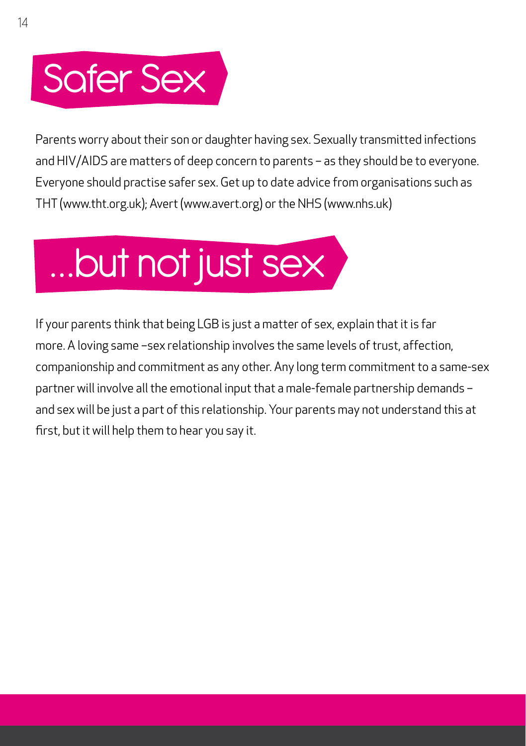# Safer Sex

Parents worry about their son or daughter having sex. Sexually transmitted infections and HIV/AIDS are matters of deep concern to parents – as they should be to everyone. Everyone should practise safer sex. Get up to date advice from organisations such as THT (www.tht.org.uk); Avert (www.avert.org) or the NHS (www.nhs.uk)

# ...but not just sex

If your parents think that being LGB is just a matter of sex, explain that it is far more. A loving same –sex relationship involves the same levels of trust, affection, companionship and commitment as any other. Any long term commitment to a same-sex partner will involve all the emotional input that a male-female partnership demands – and sex will be just a part of this relationship. Your parents may not understand this at first, but it will help them to hear you say it.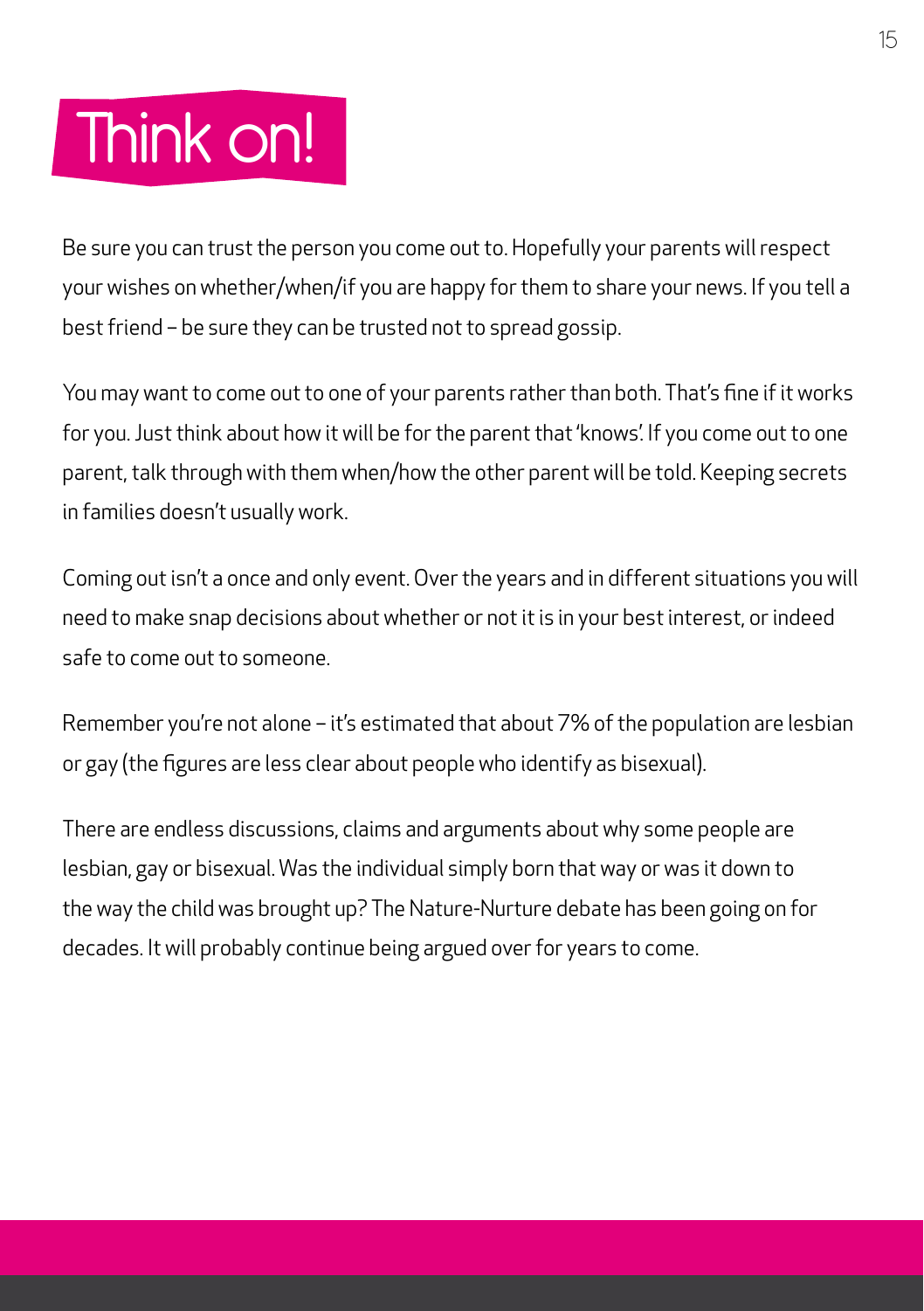# Think on!

Be sure you can trust the person you come out to. Hopefully your parents will respect your wishes on whether/when/if you are happy for them to share your news. If you tell a best friend – be sure they can be trusted not to spread gossip.

You may want to come out to one of your parents rather than both. That's fine if it works for you. Just think about how it will be for the parent that 'knows'. If you come out to one parent, talk through with them when/how the other parent will be told. Keeping secrets in families doesn't usually work.

Coming out isn't a once and only event. Over the years and in different situations you will need to make snap decisions about whether or not it is in your best interest, or indeed safe to come out to someone.

Remember you're not alone – it's estimated that about 7% of the population are lesbian or gay (the figures are less clear about people who identify as bisexual).

There are endless discussions, claims and arguments about why some people are lesbian, gay or bisexual. Was the individual simply born that way or was it down to the way the child was brought up? The Nature-Nurture debate has been going on for decades. It will probably continue being argued over for years to come.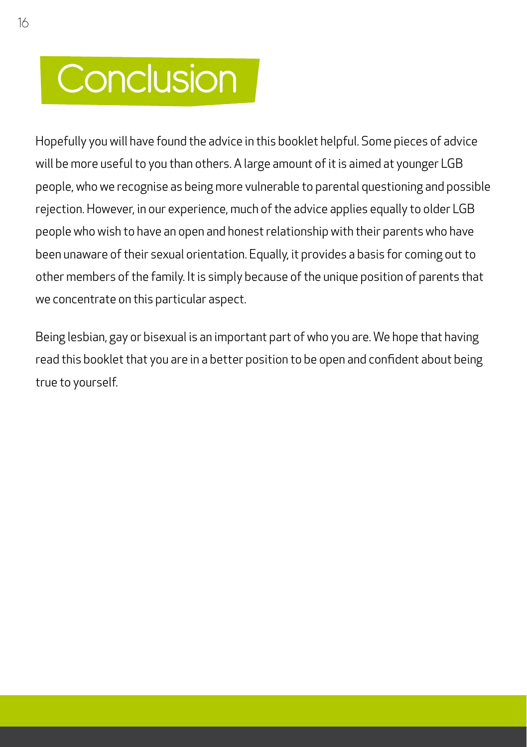# Conclusion

Hopefully you will have found the advice in this booklet helpful. Some pieces of advice will be more useful to you than others. A large amount of it is aimed at younger LGB people, who we recognise as being more vulnerable to parental questioning and possible rejection. However, in our experience, much of the advice applies equally to older LGB people who wish to have an open and honest relationship with their parents who have been unaware of their sexual orientation. Equally, it provides a basis for coming out to other members of the family. It is simply because of the unique position of parents that we concentrate on this particular aspect.

Being lesbian, gay or bisexual is an important part of who you are. We hope that having read this booklet that you are in a better position to be open and confident about being true to yourself.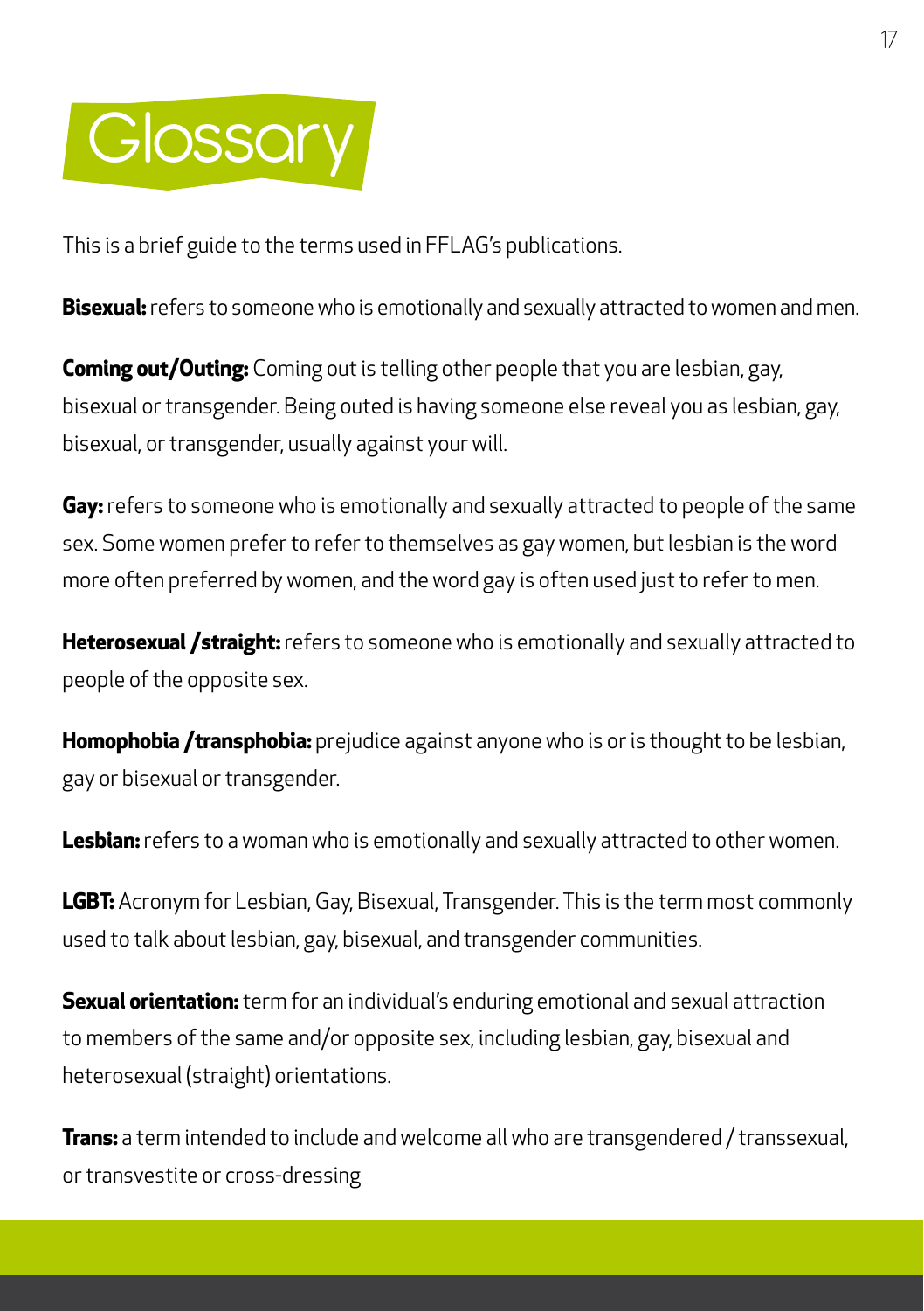# Glossary

This is a brief guide to the terms used in FFLAG's publications.

**Bisexual:** refers to someone who is emotionally and sexually attracted to women and men.

**Coming out/Outing:** Coming out is telling other people that you are lesbian, gay, bisexual or transgender. Being outed is having someone else reveal you as lesbian, gay, bisexual, or transgender, usually against your will.

**Gay:** refers to someone who is emotionally and sexually attracted to people of the same sex. Some women prefer to refer to themselves as gay women, but lesbian is the word more often preferred by women, and the word gay is often used just to refer to men.

**Heterosexual /straight:** refers to someone who is emotionally and sexually attracted to people of the opposite sex.

**Homophobia /transphobia:** prejudice against anyone who is or is thought to be lesbian, gay or bisexual or transgender.

**Lesbian:** refers to a woman who is emotionally and sexually attracted to other women.

**LGBT:** Acronym for Lesbian, Gay, Bisexual, Transgender. This is the term most commonly used to talk about lesbian, gay, bisexual, and transgender communities.

**Sexual orientation:** term for an individual's enduring emotional and sexual attraction to members of the same and/or opposite sex, including lesbian, gay, bisexual and heterosexual (straight) orientations.

**Trans:** a term intended to include and welcome all who are transgendered / transsexual, or transvestite or cross-dressing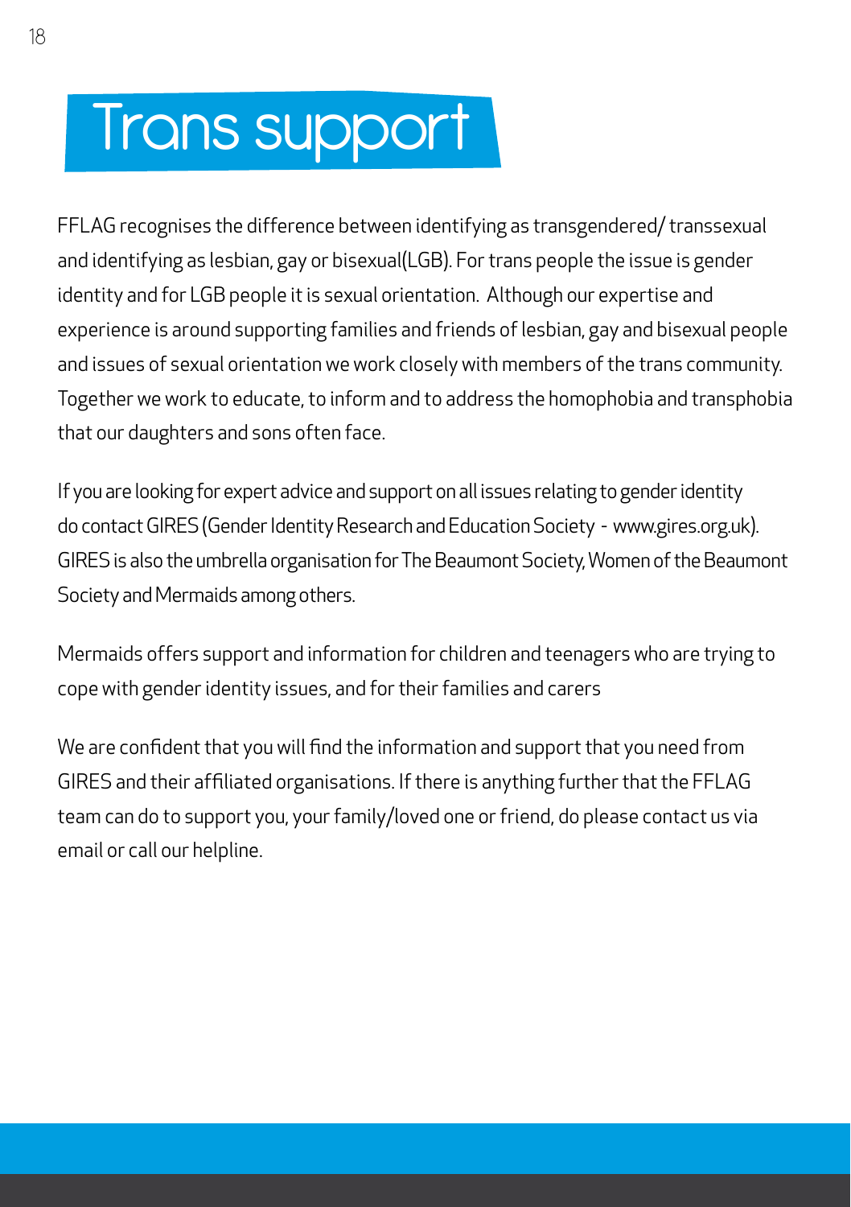# Trans support

FFLAG recognises the difference between identifying as transgendered/ transsexual and identifying as lesbian, gay or bisexual(LGB). For trans people the issue is gender identity and for LGB people it is sexual orientation. Although our expertise and experience is around supporting families and friends of lesbian, gay and bisexual people and issues of sexual orientation we work closely with members of the trans community. Together we work to educate, to inform and to address the homophobia and transphobia that our daughters and sons often face.

If you are looking for expert advice and support on all issues relating to gender identity do contact GIRES (Gender Identity Research and Education Society - www.gires.org.uk). GIRES is also the umbrella organisation for The Beaumont Society, Women of the Beaumont Society and Mermaids among others.

Mermaids offers support and information for children and teenagers who are trying to cope with gender identity issues, and for their families and carers

We are confident that you will find the information and support that you need from GIRES and their affiliated organisations. If there is anything further that the FFLAG team can do to support you, your family/loved one or friend, do please contact us via email or call our helpline.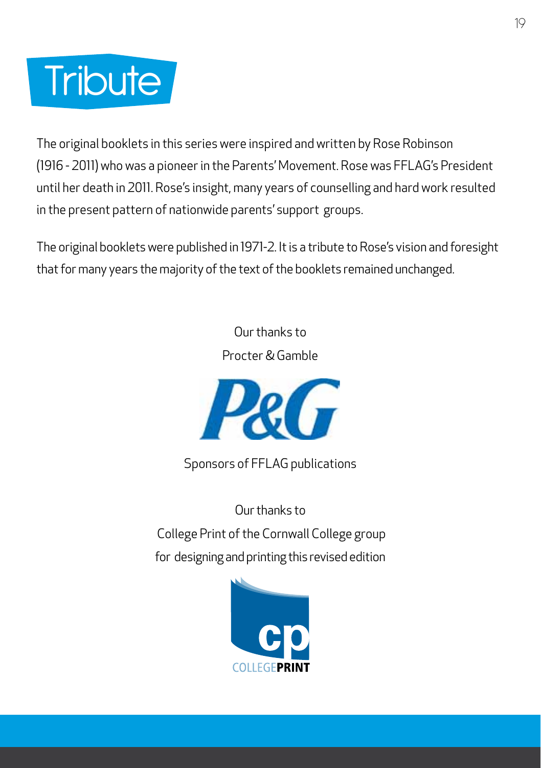# Tribute

The original booklets in this series were inspired and written by Rose Robinson (1916 - 2011) who was a pioneer in the Parents' Movement. Rose was FFLAG's President until her death in 2011. Rose's insight, many years of counselling and hard work resulted in the present pattern of nationwide parents' support groups.

The original booklets were published in 1971-2. It is a tribute to Rose's vision and foresight that for many years the majority of the text of the booklets remained unchanged.

Our thanks to

Procter & Gamble

P&G

Sponsors of FFLAG publications

Our thanks to

College Print of the Cornwall College group

for designing and printing this revised edition

cp

COLLEGEPRINT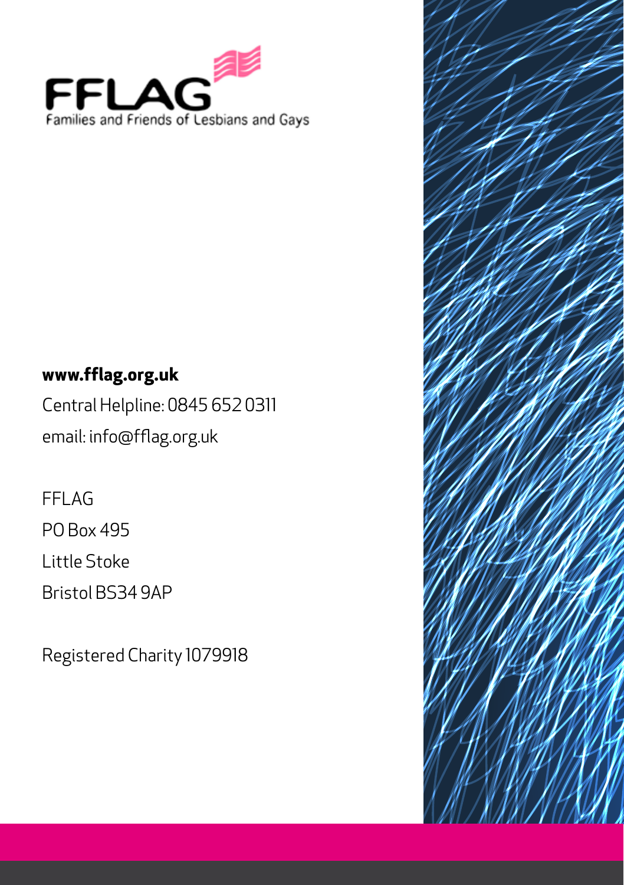FFLAG

Families and Friends of Lesbians and Gays

**www.fflag.org.uk**

Central Helpline: 0845 652 0311

email: info@fflag.org.uk

FFLAG
PO Box 495
Little Stoke
Bristol BS34 9AP

Registered Charity 1079918